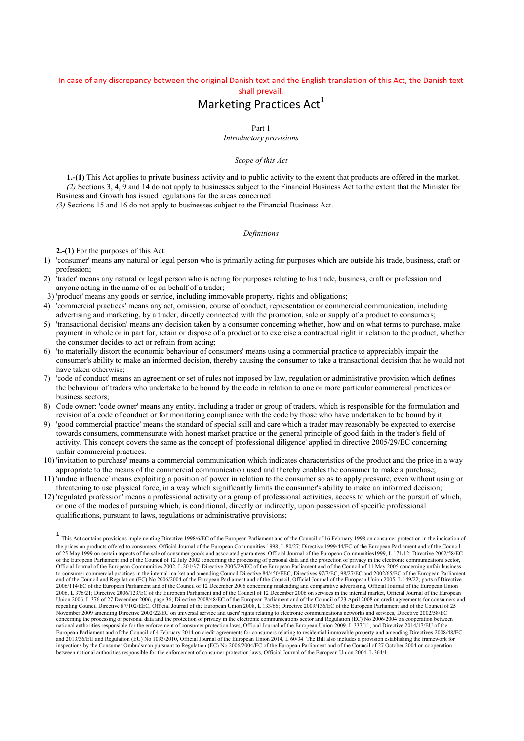In case of any discrepancy between the original Danish text and the English translation of this Act, the Danish text shall prevail.

# Marketing Practices Act[1]

## Part 1
*Introductory provisions*

### *Scope of this Act*

**1.-(1)** This Act applies to private business activity and to public activity to the extent that products are offered in the market.

*(2)* Sections 3, 4, 9 and 14 do not apply to businesses subject to the Financial Business Act to the extent that the Minister for Business and Growth has issued regulations for the areas concerned.

*(3)* Sections 15 and 16 do not apply to businesses subject to the Financial Business Act.

### *Definitions*

**2.-(1)** For the purposes of this Act:

1) 'consumer' means any natural or legal person who is primarily acting for purposes which are outside his trade, business, craft or profession;
2) 'trader' means any natural or legal person who is acting for purposes relating to his trade, business, craft or profession and anyone acting in the name of or on behalf of a trader;
3) 'product' means any goods or service, including immovable property, rights and obligations;
4) 'commercial practices' means any act, omission, course of conduct, representation or commercial communication, including advertising and marketing, by a trader, directly connected with the promotion, sale or supply of a product to consumers;
5) 'transactional decision' means any decision taken by a consumer concerning whether, how and on what terms to purchase, make payment in whole or in part for, retain or dispose of a product or to exercise a contractual right in relation to the product, whether the consumer decides to act or refrain from acting;
6) 'to materially distort the economic behaviour of consumers' means using a commercial practice to appreciably impair the consumer's ability to make an informed decision, thereby causing the consumer to take a transactional decision that he would not have taken otherwise;
7) 'code of conduct' means an agreement or set of rules not imposed by law, regulation or administrative provision which defines the behaviour of traders who undertake to be bound by the code in relation to one or more particular commercial practices or business sectors;
8) Code owner: 'code owner' means any entity, including a trader or group of traders, which is responsible for the formulation and revision of a code of conduct or for monitoring compliance with the code by those who have undertaken to be bound by it;
9) 'good commercial practice' means the standard of special skill and care which a trader may reasonably be expected to exercise towards consumers, commensurate with honest market practice or the general principle of good faith in the trader's field of activity. This concept covers the same as the concept of 'professional diligence' applied in directive 2005/29/EC concerning unfair commercial practices.
10) 'invitation to purchase' means a commercial communication which indicates characteristics of the product and the price in a way appropriate to the means of the commercial communication used and thereby enables the consumer to make a purchase;
11) 'undue influence' means exploiting a position of power in relation to the consumer so as to apply pressure, even without using or threatening to use physical force, in a way which significantly limits the consumer's ability to make an informed decision;
12) 'regulated profession' means a professional activity or a group of professional activities, access to which or the pursuit of which, or one of the modes of pursuing which, is conditional, directly or indirectly, upon possession of specific professional qualifications, pursuant to laws, regulations or administrative provisions;

---

[1] This Act contains provisions implementing Directive 1998/6/EC of the European Parliament and of the Council of 16 February 1998 on consumer protection in the indication of the prices on products offered to consumers, Official Journal of the European Communities 1998, L 80/27; Directive 1999/44/EC of the European Parliament and of the Council of 25 May 1999 on certain aspects of the sale of consumer goods and associated guarantees, Official Journal of the European Communities1999, L 171/12; Directive 2002/58/EC of the European Parliament and of the Council of 12 July 2002 concerning the processing of personal data and the protection of privacy in the electronic communications sector, Official Journal of the European Communities 2002, L 201/37; Directive 2005/29/EC of the European Parliament and of the Council of 11 May 2005 concerning unfair business-to-consumer commercial practices in the internal market and amending Council Directive 84/450/EEC, Directives 97/7/EC, 98/27/EC and 2002/65/EC of the European Parliament and of the Council and Regulation (EC) No 2006/2004 of the European Parliament and of the Council, Official Journal of the European Union 2005, L 149/22; parts of Directive 2006/114/EC of the European Parliament and of the Council of 12 December 2006 concerning misleading and comparative advertising, Official Journal of the European Union 2006, L 376/21; Directive 2006/123/EC of the European Parliament and of the Council of 12 December 2006 on services in the internal market, Official Journal of the European Union 2006, L 376 of 27 December 2006, page 36; Directive 2008/48/EC of the European Parliament and of the Council of 23 April 2008 on credit agreements for consumers and repealing Council Directive 87/102/EEC, Official Journal of the European Union 2008, L 133/66; Directive 2009/136/EC of the European Parliament and of the Council of 25 November 2009 amending Directive 2002/22/EC on universal service and users' rights relating to electronic communications networks and services, Directive 2002/58/EC concerning the processing of personal data and the protection of privacy in the electronic communications sector and Regulation (EC) No 2006/2004 on cooperation between national authorities responsible for the enforcement of consumer protection laws, Official Journal of the European Union 2009, L 337/11; and Directive 2014/17/EU of the European Parliament and of the Council of 4 February 2014 on credit agreements for consumers relating to residential immovable property and amending Directives 2008/48/EC and 2013/36/EU and Regulation (EU) No 1093/2010, Official Journal of the European Union 2014, L 60/34. The Bill also includes a provision establishing the framework for inspections by the Consumer Ombudsman pursuant to Regulation (EC) No 2006/2004/EC of the European Parliament and of the Council of 27 October 2004 on cooperation between national authorities responsible for the enforcement of consumer protection laws, Official Journal of the European Union 2004, L 364/1.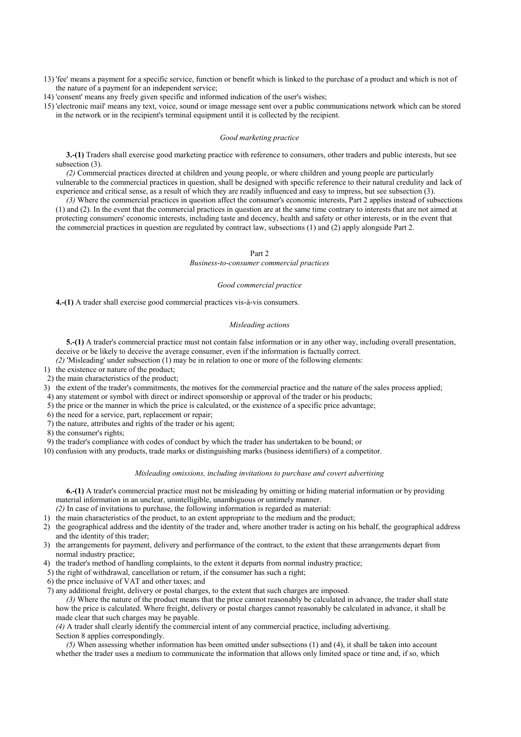13) 'fee' means a payment for a specific service, function or benefit which is linked to the purchase of a product and which is not of the nature of a payment for an independent service;
14) 'consent' means any freely given specific and informed indication of the user's wishes;
15) 'electronic mail' means any text, voice, sound or image message sent over a public communications network which can be stored in the network or in the recipient's terminal equipment until it is collected by the recipient.

*Good marketing practice*

**3.-(1)** Traders shall exercise good marketing practice with reference to consumers, other traders and public interests, but see subsection (3).

*(2)* Commercial practices directed at children and young people, or where children and young people are particularly vulnerable to the commercial practices in question, shall be designed with specific reference to their natural credulity and lack of experience and critical sense, as a result of which they are readily influenced and easy to impress, but see subsection (3).

*(3)* Where the commercial practices in question affect the consumer's economic interests, Part 2 applies instead of subsections (1) and (2). In the event that the commercial practices in question are at the same time contrary to interests that are not aimed at protecting consumers' economic interests, including taste and decency, health and safety or other interests, or in the event that the commercial practices in question are regulated by contract law, subsections (1) and (2) apply alongside Part 2.

## Part 2
*Business-to-consumer commercial practices*

*Good commercial practice*

**4.-(1)** A trader shall exercise good commercial practices vis-à-vis consumers.

*Misleading actions*

**5.-(1)** A trader's commercial practice must not contain false information or in any other way, including overall presentation, deceive or be likely to deceive the average consumer, even if the information is factually correct.

*(2)* 'Misleading' under subsection (1) may be in relation to one or more of the following elements:

1) the existence or nature of the product;
2) the main characteristics of the product;
3) the extent of the trader's commitments, the motives for the commercial practice and the nature of the sales process applied;
4) any statement or symbol with direct or indirect sponsorship or approval of the trader or his products;
5) the price or the manner in which the price is calculated, or the existence of a specific price advantage;
6) the need for a service, part, replacement or repair;
7) the nature, attributes and rights of the trader or his agent;
8) the consumer's rights;
9) the trader's compliance with codes of conduct by which the trader has undertaken to be bound; or
10) confusion with any products, trade marks or distinguishing marks (business identifiers) of a competitor.

*Misleading omissions, including invitations to purchase and covert advertising*

**6.-(1)** A trader's commercial practice must not be misleading by omitting or hiding material information or by providing material information in an unclear, unintelligible, unambiguous or untimely manner.

*(2)* In case of invitations to purchase, the following information is regarded as material:

1) the main characteristics of the product, to an extent appropriate to the medium and the product;
2) the geographical address and the identity of the trader and, where another trader is acting on his behalf, the geographical address and the identity of this trader;
3) the arrangements for payment, delivery and performance of the contract, to the extent that these arrangements depart from normal industry practice;
4) the trader's method of handling complaints, to the extent it departs from normal industry practice;
5) the right of withdrawal, cancellation or return, if the consumer has such a right;
6) the price inclusive of VAT and other taxes; and
7) any additional freight, delivery or postal charges, to the extent that such charges are imposed.

*(3)* Where the nature of the product means that the price cannot reasonably be calculated in advance, the trader shall state how the price is calculated. Where freight, delivery or postal charges cannot reasonably be calculated in advance, it shall be made clear that such charges may be payable.

*(4)* A trader shall clearly identify the commercial intent of any commercial practice, including advertising. Section 8 applies correspondingly.

*(5)* When assessing whether information has been omitted under subsections (1) and (4), it shall be taken into account whether the trader uses a medium to communicate the information that allows only limited space or time and, if so, which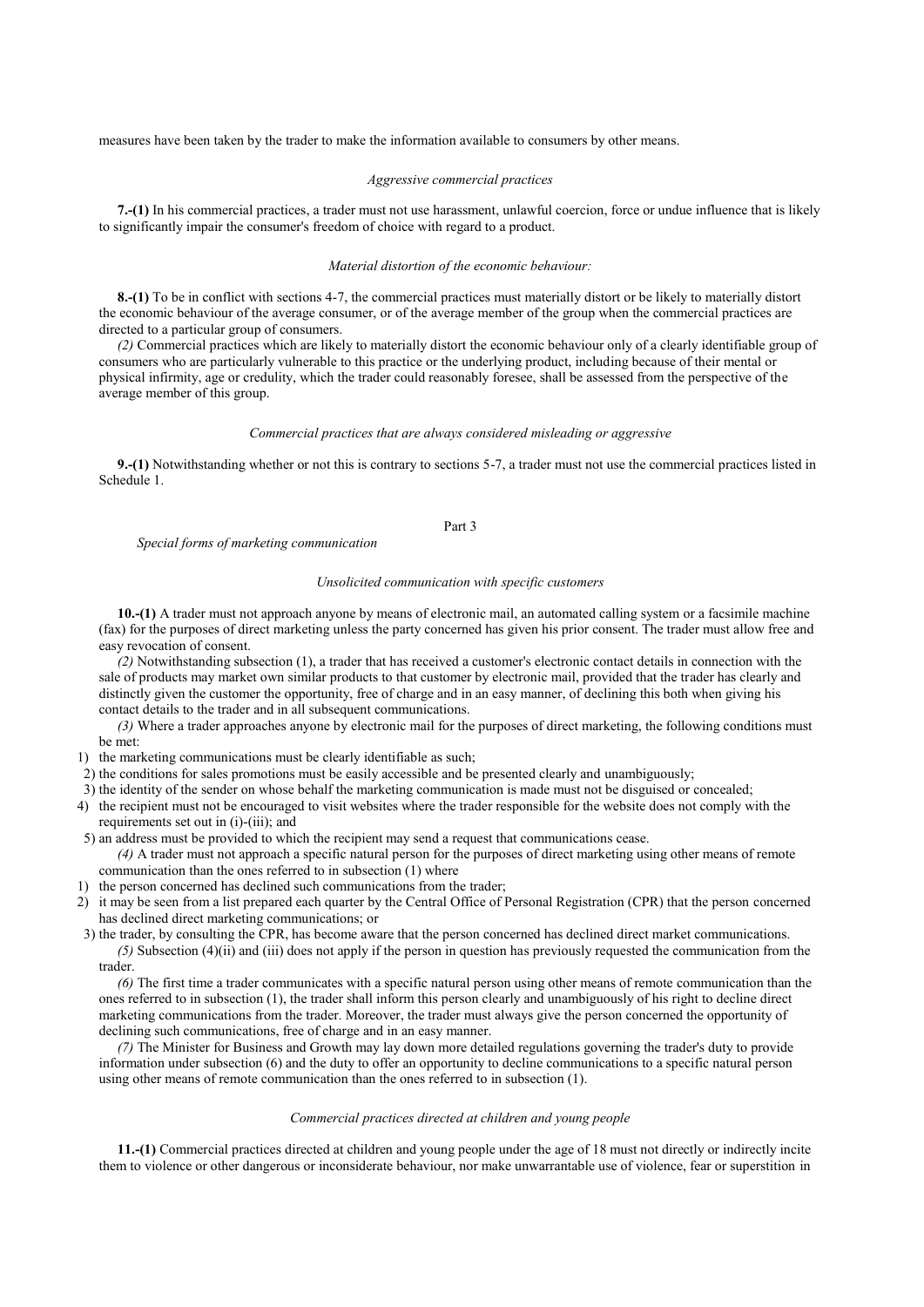measures have been taken by the trader to make the information available to consumers by other means.

*Aggressive commercial practices*

**7.-(1)** In his commercial practices, a trader must not use harassment, unlawful coercion, force or undue influence that is likely to significantly impair the consumer's freedom of choice with regard to a product.

*Material distortion of the economic behaviour:*

**8.-(1)** To be in conflict with sections 4-7, the commercial practices must materially distort or be likely to materially distort the economic behaviour of the average consumer, or of the average member of the group when the commercial practices are directed to a particular group of consumers.

*(2)* Commercial practices which are likely to materially distort the economic behaviour only of a clearly identifiable group of consumers who are particularly vulnerable to this practice or the underlying product, including because of their mental or physical infirmity, age or credulity, which the trader could reasonably foresee, shall be assessed from the perspective of the average member of this group.

*Commercial practices that are always considered misleading or aggressive*

**9.-(1)** Notwithstanding whether or not this is contrary to sections 5-7, a trader must not use the commercial practices listed in Schedule 1.

Part 3

*Special forms of marketing communication*

*Unsolicited communication with specific customers*

**10.-(1)** A trader must not approach anyone by means of electronic mail, an automated calling system or a facsimile machine (fax) for the purposes of direct marketing unless the party concerned has given his prior consent. The trader must allow free and easy revocation of consent.

*(2)* Notwithstanding subsection (1), a trader that has received a customer's electronic contact details in connection with the sale of products may market own similar products to that customer by electronic mail, provided that the trader has clearly and distinctly given the customer the opportunity, free of charge and in an easy manner, of declining this both when giving his contact details to the trader and in all subsequent communications.

*(3)* Where a trader approaches anyone by electronic mail for the purposes of direct marketing, the following conditions must be met:

1) the marketing communications must be clearly identifiable as such;
2) the conditions for sales promotions must be easily accessible and be presented clearly and unambiguously;
3) the identity of the sender on whose behalf the marketing communication is made must not be disguised or concealed;
4) the recipient must not be encouraged to visit websites where the trader responsible for the website does not comply with the requirements set out in (i)-(iii); and
5) an address must be provided to which the recipient may send a request that communications cease.

*(4)* A trader must not approach a specific natural person for the purposes of direct marketing using other means of remote communication than the ones referred to in subsection (1) where

1) the person concerned has declined such communications from the trader;
2) it may be seen from a list prepared each quarter by the Central Office of Personal Registration (CPR) that the person concerned has declined direct marketing communications; or
3) the trader, by consulting the CPR, has become aware that the person concerned has declined direct market communications.

*(5)* Subsection (4)(ii) and (iii) does not apply if the person in question has previously requested the communication from the trader.

*(6)* The first time a trader communicates with a specific natural person using other means of remote communication than the ones referred to in subsection (1), the trader shall inform this person clearly and unambiguously of his right to decline direct marketing communications from the trader. Moreover, the trader must always give the person concerned the opportunity of declining such communications, free of charge and in an easy manner.

*(7)* The Minister for Business and Growth may lay down more detailed regulations governing the trader's duty to provide information under subsection (6) and the duty to offer an opportunity to decline communications to a specific natural person using other means of remote communication than the ones referred to in subsection (1).

*Commercial practices directed at children and young people*

**11.-(1)** Commercial practices directed at children and young people under the age of 18 must not directly or indirectly incite them to violence or other dangerous or inconsiderate behaviour, nor make unwarrantable use of violence, fear or superstition in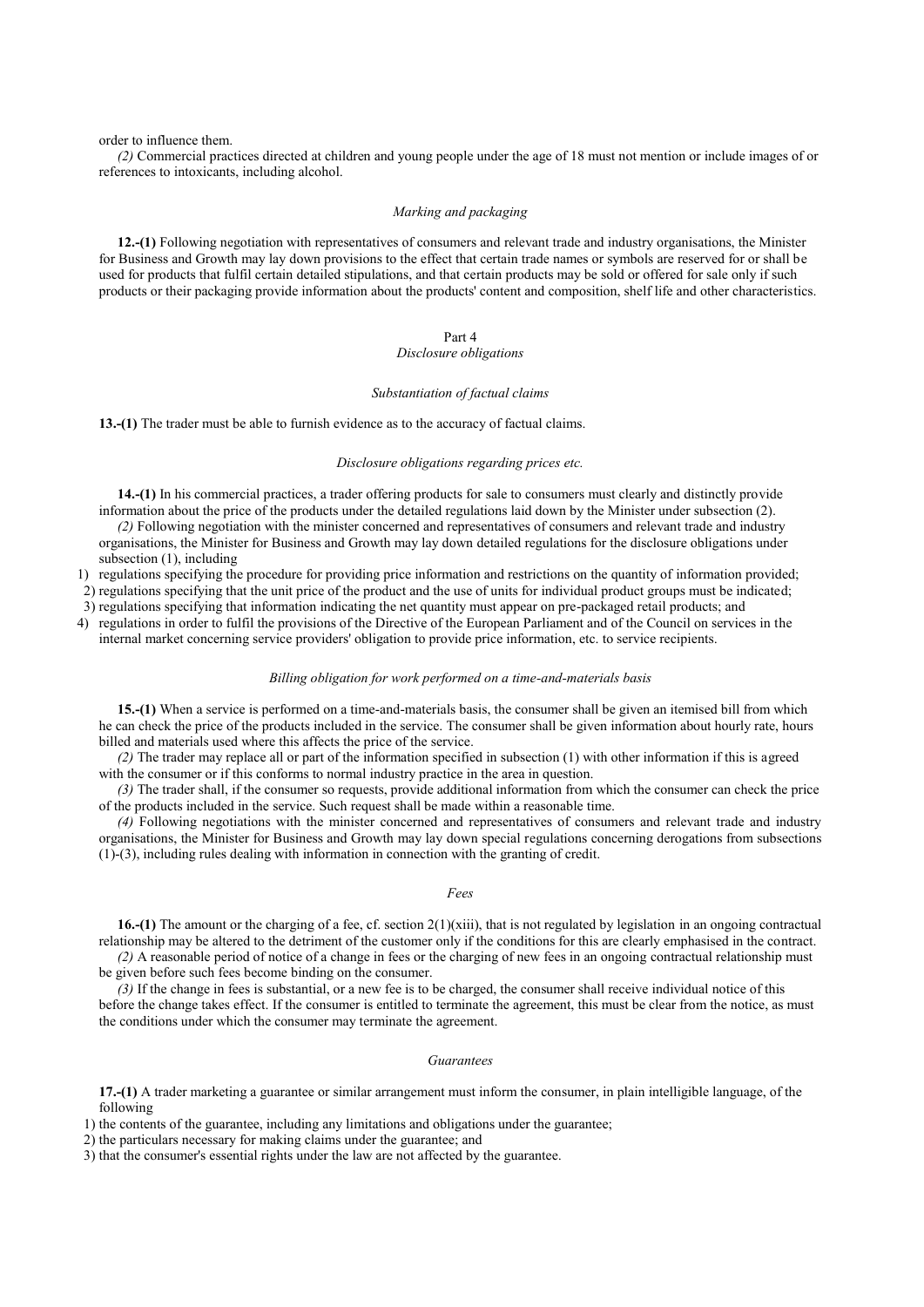order to influence them.

*(2)* Commercial practices directed at children and young people under the age of 18 must not mention or include images of or references to intoxicants, including alcohol.

*Marking and packaging*

**12.-(1)** Following negotiation with representatives of consumers and relevant trade and industry organisations, the Minister for Business and Growth may lay down provisions to the effect that certain trade names or symbols are reserved for or shall be used for products that fulfil certain detailed stipulations, and that certain products may be sold or offered for sale only if such products or their packaging provide information about the products' content and composition, shelf life and other characteristics.

Part 4
*Disclosure obligations*

*Substantiation of factual claims*

**13.-(1)** The trader must be able to furnish evidence as to the accuracy of factual claims.

*Disclosure obligations regarding prices etc.*

**14.-(1)** In his commercial practices, a trader offering products for sale to consumers must clearly and distinctly provide information about the price of the products under the detailed regulations laid down by the Minister under subsection (2).

*(2)* Following negotiation with the minister concerned and representatives of consumers and relevant trade and industry organisations, the Minister for Business and Growth may lay down detailed regulations for the disclosure obligations under subsection (1), including

1) regulations specifying the procedure for providing price information and restrictions on the quantity of information provided;
2) regulations specifying that the unit price of the product and the use of units for individual product groups must be indicated;
3) regulations specifying that information indicating the net quantity must appear on pre-packaged retail products; and
4) regulations in order to fulfil the provisions of the Directive of the European Parliament and of the Council on services in the internal market concerning service providers' obligation to provide price information, etc. to service recipients.

*Billing obligation for work performed on a time-and-materials basis*

**15.-(1)** When a service is performed on a time-and-materials basis, the consumer shall be given an itemised bill from which he can check the price of the products included in the service. The consumer shall be given information about hourly rate, hours billed and materials used where this affects the price of the service.

*(2)* The trader may replace all or part of the information specified in subsection (1) with other information if this is agreed with the consumer or if this conforms to normal industry practice in the area in question.

*(3)* The trader shall, if the consumer so requests, provide additional information from which the consumer can check the price of the products included in the service. Such request shall be made within a reasonable time.

*(4)* Following negotiations with the minister concerned and representatives of consumers and relevant trade and industry organisations, the Minister for Business and Growth may lay down special regulations concerning derogations from subsections (1)-(3), including rules dealing with information in connection with the granting of credit.

*Fees*

**16.-(1)** The amount or the charging of a fee, cf. section 2(1)(xiii), that is not regulated by legislation in an ongoing contractual relationship may be altered to the detriment of the customer only if the conditions for this are clearly emphasised in the contract.

*(2)* A reasonable period of notice of a change in fees or the charging of new fees in an ongoing contractual relationship must be given before such fees become binding on the consumer.

*(3)* If the change in fees is substantial, or a new fee is to be charged, the consumer shall receive individual notice of this before the change takes effect. If the consumer is entitled to terminate the agreement, this must be clear from the notice, as must the conditions under which the consumer may terminate the agreement.

*Guarantees*

**17.-(1)** A trader marketing a guarantee or similar arrangement must inform the consumer, in plain intelligible language, of the following

1) the contents of the guarantee, including any limitations and obligations under the guarantee;
2) the particulars necessary for making claims under the guarantee; and
3) that the consumer's essential rights under the law are not affected by the guarantee.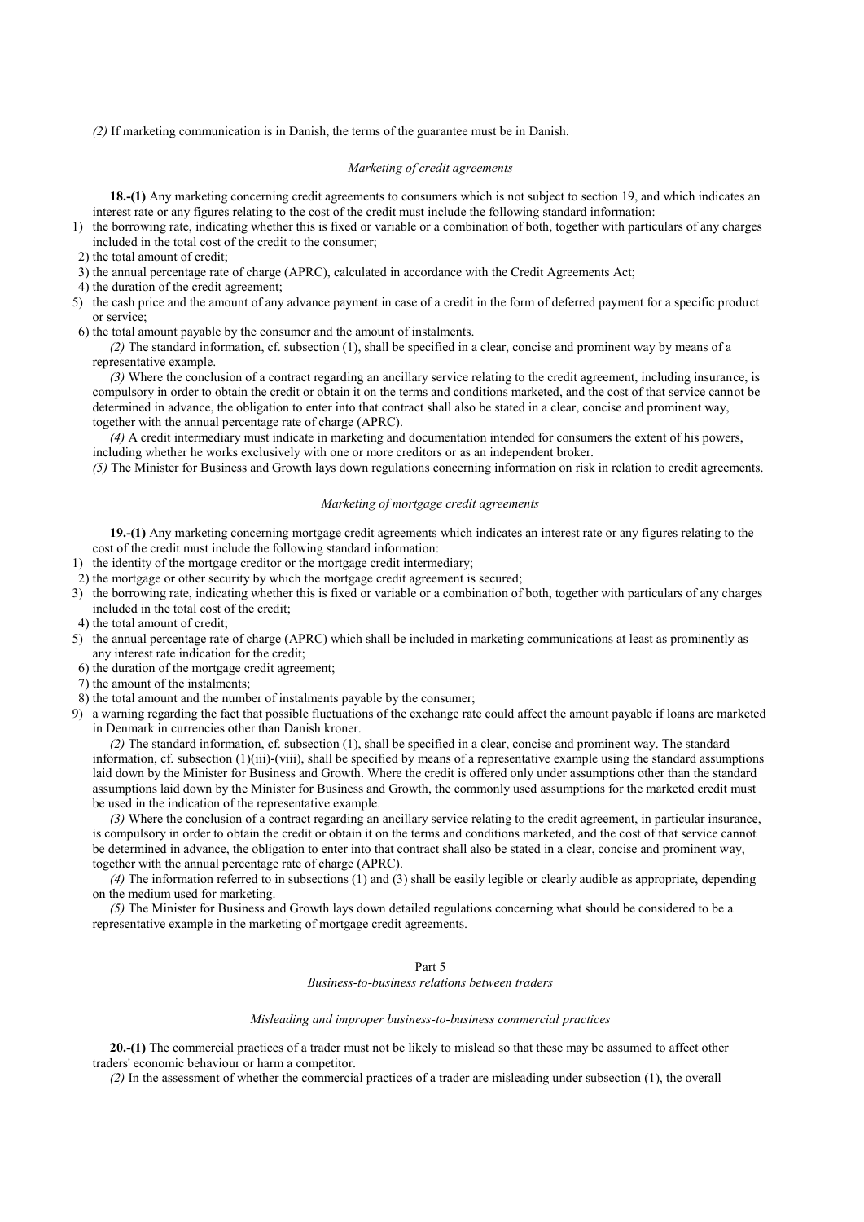*(2)* If marketing communication is in Danish, the terms of the guarantee must be in Danish.

### *Marketing of credit agreements*

**18.-(1)** Any marketing concerning credit agreements to consumers which is not subject to section 19, and which indicates an interest rate or any figures relating to the cost of the credit must include the following standard information:

1) the borrowing rate, indicating whether this is fixed or variable or a combination of both, together with particulars of any charges included in the total cost of the credit to the consumer;
2) the total amount of credit;
3) the annual percentage rate of charge (APRC), calculated in accordance with the Credit Agreements Act;
4) the duration of the credit agreement;
5) the cash price and the amount of any advance payment in case of a credit in the form of deferred payment for a specific product or service;
6) the total amount payable by the consumer and the amount of instalments.

*(2)* The standard information, cf. subsection (1), shall be specified in a clear, concise and prominent way by means of a representative example.

*(3)* Where the conclusion of a contract regarding an ancillary service relating to the credit agreement, including insurance, is compulsory in order to obtain the credit or obtain it on the terms and conditions marketed, and the cost of that service cannot be determined in advance, the obligation to enter into that contract shall also be stated in a clear, concise and prominent way, together with the annual percentage rate of charge (APRC).

*(4)* A credit intermediary must indicate in marketing and documentation intended for consumers the extent of his powers, including whether he works exclusively with one or more creditors or as an independent broker.

*(5)* The Minister for Business and Growth lays down regulations concerning information on risk in relation to credit agreements.

### *Marketing of mortgage credit agreements*

**19.-(1)** Any marketing concerning mortgage credit agreements which indicates an interest rate or any figures relating to the cost of the credit must include the following standard information:

1) the identity of the mortgage creditor or the mortgage credit intermediary;
2) the mortgage or other security by which the mortgage credit agreement is secured;
3) the borrowing rate, indicating whether this is fixed or variable or a combination of both, together with particulars of any charges included in the total cost of the credit;
4) the total amount of credit;
5) the annual percentage rate of charge (APRC) which shall be included in marketing communications at least as prominently as any interest rate indication for the credit;
6) the duration of the mortgage credit agreement;
7) the amount of the instalments;
8) the total amount and the number of instalments payable by the consumer;
9) a warning regarding the fact that possible fluctuations of the exchange rate could affect the amount payable if loans are marketed in Denmark in currencies other than Danish kroner.

*(2)* The standard information, cf. subsection (1), shall be specified in a clear, concise and prominent way. The standard information, cf. subsection (1)(iii)-(viii), shall be specified by means of a representative example using the standard assumptions laid down by the Minister for Business and Growth. Where the credit is offered only under assumptions other than the standard assumptions laid down by the Minister for Business and Growth, the commonly used assumptions for the marketed credit must be used in the indication of the representative example.

*(3)* Where the conclusion of a contract regarding an ancillary service relating to the credit agreement, in particular insurance, is compulsory in order to obtain the credit or obtain it on the terms and conditions marketed, and the cost of that service cannot be determined in advance, the obligation to enter into that contract shall also be stated in a clear, concise and prominent way, together with the annual percentage rate of charge (APRC).

*(4)* The information referred to in subsections (1) and (3) shall be easily legible or clearly audible as appropriate, depending on the medium used for marketing.

*(5)* The Minister for Business and Growth lays down detailed regulations concerning what should be considered to be a representative example in the marketing of mortgage credit agreements.

## Part 5
## *Business-to-business relations between traders*

### *Misleading and improper business-to-business commercial practices*

**20.-(1)** The commercial practices of a trader must not be likely to mislead so that these may be assumed to affect other traders' economic behaviour or harm a competitor.

*(2)* In the assessment of whether the commercial practices of a trader are misleading under subsection (1), the overall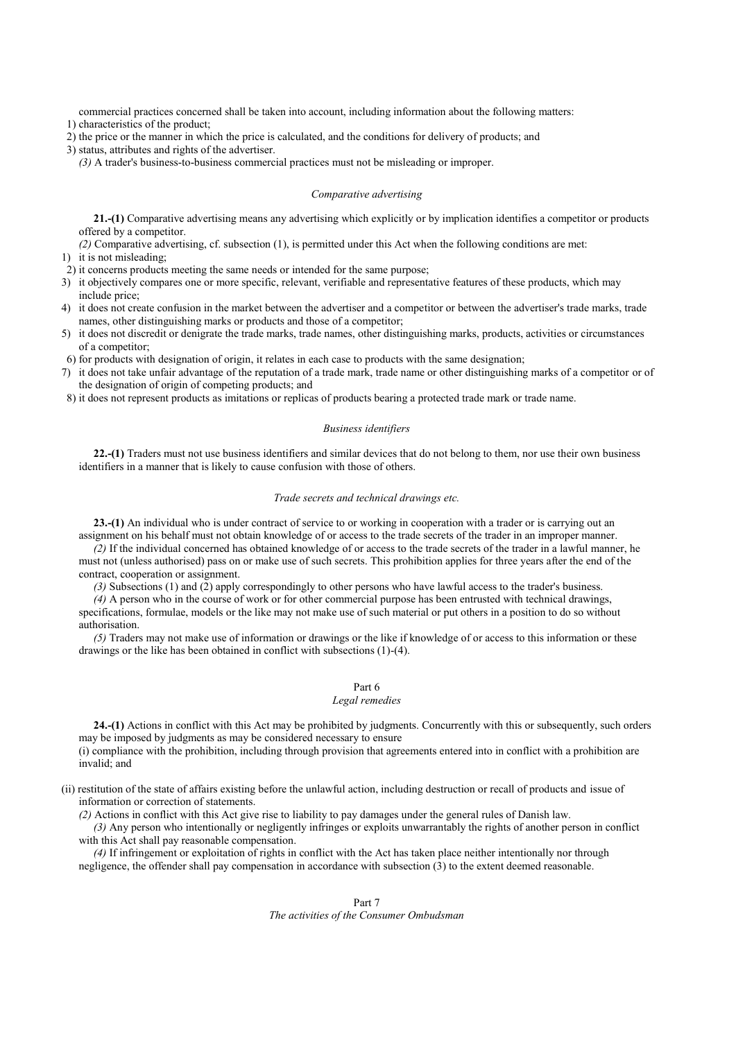commercial practices concerned shall be taken into account, including information about the following matters:

1) characteristics of the product;
2) the price or the manner in which the price is calculated, and the conditions for delivery of products; and
3) status, attributes and rights of the advertiser.

*(3)* A trader's business-to-business commercial practices must not be misleading or improper.

### *Comparative advertising*

**21.-(1)** Comparative advertising means any advertising which explicitly or by implication identifies a competitor or products offered by a competitor.

*(2)* Comparative advertising, cf. subsection (1), is permitted under this Act when the following conditions are met:

1) it is not misleading;
2) it concerns products meeting the same needs or intended for the same purpose;
3) it objectively compares one or more specific, relevant, verifiable and representative features of these products, which may include price;
4) it does not create confusion in the market between the advertiser and a competitor or between the advertiser's trade marks, trade names, other distinguishing marks or products and those of a competitor;
5) it does not discredit or denigrate the trade marks, trade names, other distinguishing marks, products, activities or circumstances of a competitor;
6) for products with designation of origin, it relates in each case to products with the same designation;
7) it does not take unfair advantage of the reputation of a trade mark, trade name or other distinguishing marks of a competitor or of the designation of origin of competing products; and
8) it does not represent products as imitations or replicas of products bearing a protected trade mark or trade name.

### *Business identifiers*

**22.-(1)** Traders must not use business identifiers and similar devices that do not belong to them, nor use their own business identifiers in a manner that is likely to cause confusion with those of others.

### *Trade secrets and technical drawings etc.*

**23.-(1)** An individual who is under contract of service to or working in cooperation with a trader or is carrying out an assignment on his behalf must not obtain knowledge of or access to the trade secrets of the trader in an improper manner.

*(2)* If the individual concerned has obtained knowledge of or access to the trade secrets of the trader in a lawful manner, he must not (unless authorised) pass on or make use of such secrets. This prohibition applies for three years after the end of the contract, cooperation or assignment.

*(3)* Subsections (1) and (2) apply correspondingly to other persons who have lawful access to the trader's business.

*(4)* A person who in the course of work or for other commercial purpose has been entrusted with technical drawings, specifications, formulae, models or the like may not make use of such material or put others in a position to do so without authorisation.

*(5)* Traders may not make use of information or drawings or the like if knowledge of or access to this information or these drawings or the like has been obtained in conflict with subsections (1)-(4).

## Part 6
### *Legal remedies*

**24.-(1)** Actions in conflict with this Act may be prohibited by judgments. Concurrently with this or subsequently, such orders may be imposed by judgments as may be considered necessary to ensure

(i) compliance with the prohibition, including through provision that agreements entered into in conflict with a prohibition are invalid; and

(ii) restitution of the state of affairs existing before the unlawful action, including destruction or recall of products and issue of information or correction of statements.

*(2)* Actions in conflict with this Act give rise to liability to pay damages under the general rules of Danish law.

*(3)* Any person who intentionally or negligently infringes or exploits unwarrantably the rights of another person in conflict with this Act shall pay reasonable compensation.

*(4)* If infringement or exploitation of rights in conflict with the Act has taken place neither intentionally nor through negligence, the offender shall pay compensation in accordance with subsection (3) to the extent deemed reasonable.

## Part 7
### *The activities of the Consumer Ombudsman*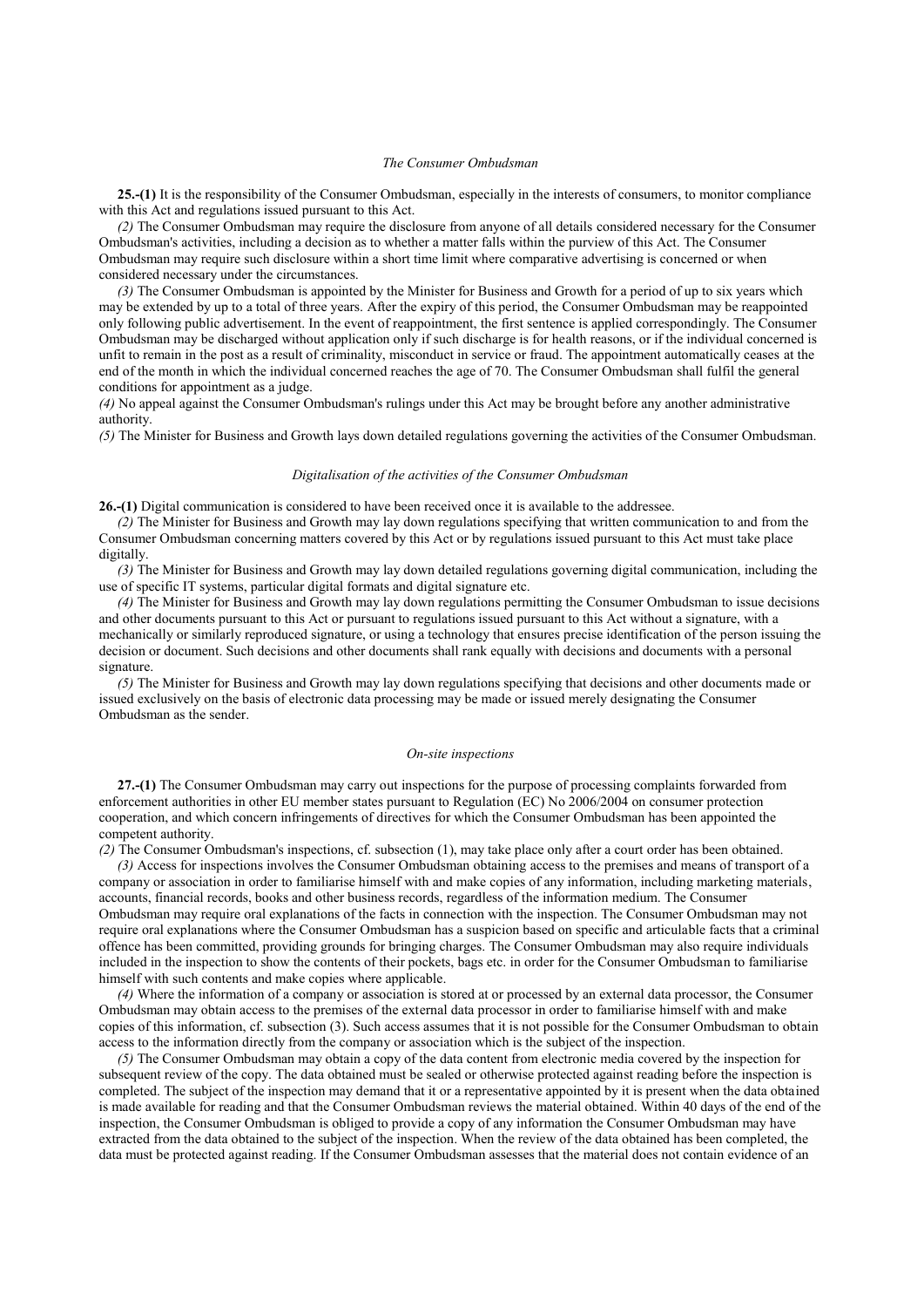### *The Consumer Ombudsman*

**25.-(1)** It is the responsibility of the Consumer Ombudsman, especially in the interests of consumers, to monitor compliance with this Act and regulations issued pursuant to this Act.

*(2)* The Consumer Ombudsman may require the disclosure from anyone of all details considered necessary for the Consumer Ombudsman's activities, including a decision as to whether a matter falls within the purview of this Act. The Consumer Ombudsman may require such disclosure within a short time limit where comparative advertising is concerned or when considered necessary under the circumstances.

*(3)* The Consumer Ombudsman is appointed by the Minister for Business and Growth for a period of up to six years which may be extended by up to a total of three years. After the expiry of this period, the Consumer Ombudsman may be reappointed only following public advertisement. In the event of reappointment, the first sentence is applied correspondingly. The Consumer Ombudsman may be discharged without application only if such discharge is for health reasons, or if the individual concerned is unfit to remain in the post as a result of criminality, misconduct in service or fraud. The appointment automatically ceases at the end of the month in which the individual concerned reaches the age of 70. The Consumer Ombudsman shall fulfil the general conditions for appointment as a judge.

*(4)* No appeal against the Consumer Ombudsman's rulings under this Act may be brought before any another administrative authority.

*(5)* The Minister for Business and Growth lays down detailed regulations governing the activities of the Consumer Ombudsman.

### *Digitalisation of the activities of the Consumer Ombudsman*

**26.-(1)** Digital communication is considered to have been received once it is available to the addressee.

*(2)* The Minister for Business and Growth may lay down regulations specifying that written communication to and from the Consumer Ombudsman concerning matters covered by this Act or by regulations issued pursuant to this Act must take place digitally.

*(3)* The Minister for Business and Growth may lay down detailed regulations governing digital communication, including the use of specific IT systems, particular digital formats and digital signature etc.

*(4)* The Minister for Business and Growth may lay down regulations permitting the Consumer Ombudsman to issue decisions and other documents pursuant to this Act or pursuant to regulations issued pursuant to this Act without a signature, with a mechanically or similarly reproduced signature, or using a technology that ensures precise identification of the person issuing the decision or document. Such decisions and other documents shall rank equally with decisions and documents with a personal signature.

*(5)* The Minister for Business and Growth may lay down regulations specifying that decisions and other documents made or issued exclusively on the basis of electronic data processing may be made or issued merely designating the Consumer Ombudsman as the sender.

### *On-site inspections*

**27.-(1)** The Consumer Ombudsman may carry out inspections for the purpose of processing complaints forwarded from enforcement authorities in other EU member states pursuant to Regulation (EC) No 2006/2004 on consumer protection cooperation, and which concern infringements of directives for which the Consumer Ombudsman has been appointed the competent authority.

*(2)* The Consumer Ombudsman's inspections, cf. subsection (1), may take place only after a court order has been obtained.

*(3)* Access for inspections involves the Consumer Ombudsman obtaining access to the premises and means of transport of a company or association in order to familiarise himself with and make copies of any information, including marketing materials, accounts, financial records, books and other business records, regardless of the information medium. The Consumer Ombudsman may require oral explanations of the facts in connection with the inspection. The Consumer Ombudsman may not require oral explanations where the Consumer Ombudsman has a suspicion based on specific and articulable facts that a criminal offence has been committed, providing grounds for bringing charges. The Consumer Ombudsman may also require individuals included in the inspection to show the contents of their pockets, bags etc. in order for the Consumer Ombudsman to familiarise himself with such contents and make copies where applicable.

*(4)* Where the information of a company or association is stored at or processed by an external data processor, the Consumer Ombudsman may obtain access to the premises of the external data processor in order to familiarise himself with and make copies of this information, cf. subsection (3). Such access assumes that it is not possible for the Consumer Ombudsman to obtain access to the information directly from the company or association which is the subject of the inspection.

*(5)* The Consumer Ombudsman may obtain a copy of the data content from electronic media covered by the inspection for subsequent review of the copy. The data obtained must be sealed or otherwise protected against reading before the inspection is completed. The subject of the inspection may demand that it or a representative appointed by it is present when the data obtained is made available for reading and that the Consumer Ombudsman reviews the material obtained. Within 40 days of the end of the inspection, the Consumer Ombudsman is obliged to provide a copy of any information the Consumer Ombudsman may have extracted from the data obtained to the subject of the inspection. When the review of the data obtained has been completed, the data must be protected against reading. If the Consumer Ombudsman assesses that the material does not contain evidence of an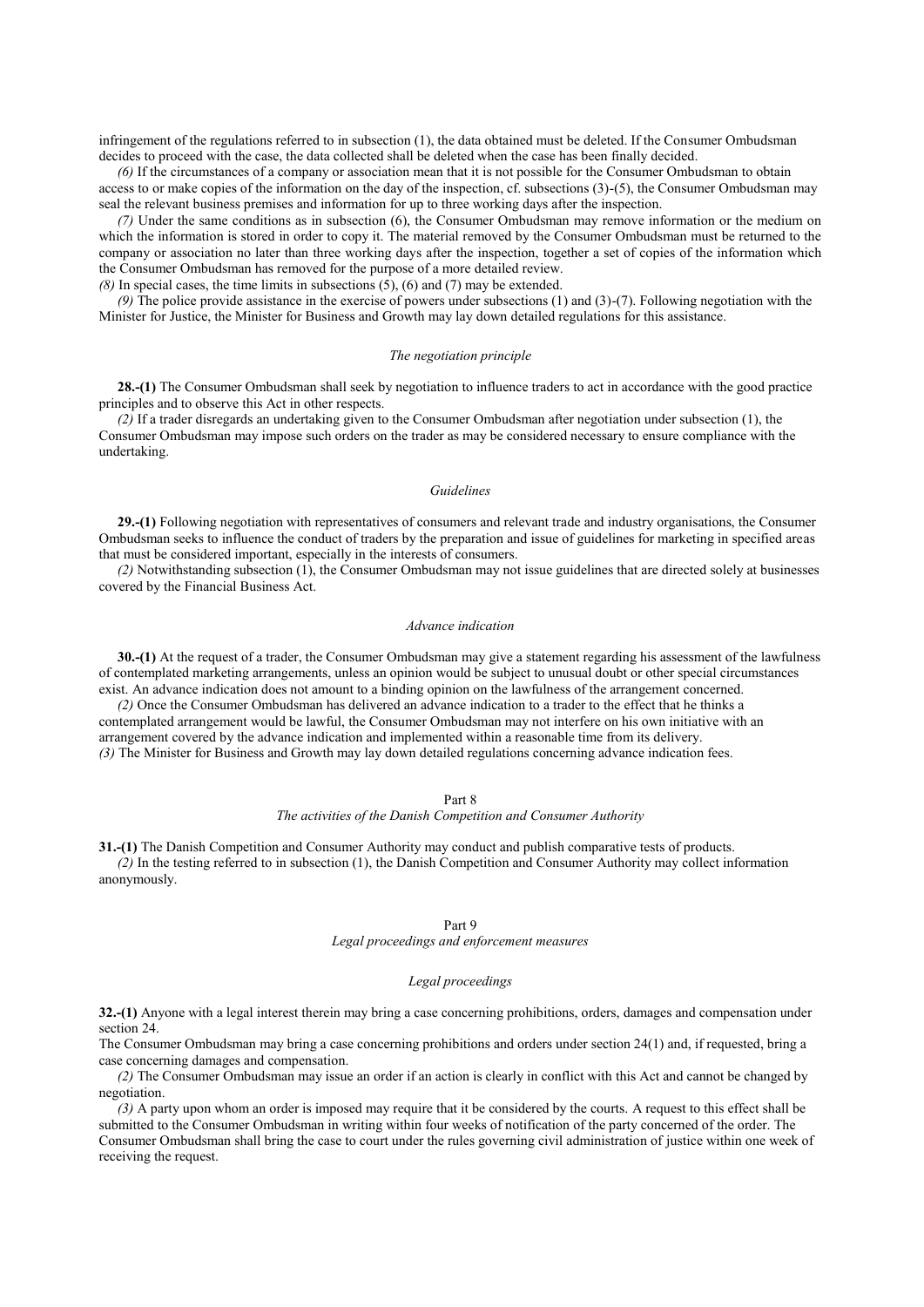infringement of the regulations referred to in subsection (1), the data obtained must be deleted. If the Consumer Ombudsman decides to proceed with the case, the data collected shall be deleted when the case has been finally decided.

*(6)* If the circumstances of a company or association mean that it is not possible for the Consumer Ombudsman to obtain access to or make copies of the information on the day of the inspection, cf. subsections (3)-(5), the Consumer Ombudsman may seal the relevant business premises and information for up to three working days after the inspection.

*(7)* Under the same conditions as in subsection (6), the Consumer Ombudsman may remove information or the medium on which the information is stored in order to copy it. The material removed by the Consumer Ombudsman must be returned to the company or association no later than three working days after the inspection, together a set of copies of the information which the Consumer Ombudsman has removed for the purpose of a more detailed review.

*(8)* In special cases, the time limits in subsections (5), (6) and (7) may be extended.

*(9)* The police provide assistance in the exercise of powers under subsections (1) and (3)-(7). Following negotiation with the Minister for Justice, the Minister for Business and Growth may lay down detailed regulations for this assistance.

*The negotiation principle*

**28.-(1)** The Consumer Ombudsman shall seek by negotiation to influence traders to act in accordance with the good practice principles and to observe this Act in other respects.

*(2)* If a trader disregards an undertaking given to the Consumer Ombudsman after negotiation under subsection (1), the Consumer Ombudsman may impose such orders on the trader as may be considered necessary to ensure compliance with the undertaking.

*Guidelines*

**29.-(1)** Following negotiation with representatives of consumers and relevant trade and industry organisations, the Consumer Ombudsman seeks to influence the conduct of traders by the preparation and issue of guidelines for marketing in specified areas that must be considered important, especially in the interests of consumers.

*(2)* Notwithstanding subsection (1), the Consumer Ombudsman may not issue guidelines that are directed solely at businesses covered by the Financial Business Act.

*Advance indication*

**30.-(1)** At the request of a trader, the Consumer Ombudsman may give a statement regarding his assessment of the lawfulness of contemplated marketing arrangements, unless an opinion would be subject to unusual doubt or other special circumstances exist. An advance indication does not amount to a binding opinion on the lawfulness of the arrangement concerned.

*(2)* Once the Consumer Ombudsman has delivered an advance indication to a trader to the effect that he thinks a contemplated arrangement would be lawful, the Consumer Ombudsman may not interfere on his own initiative with an arrangement covered by the advance indication and implemented within a reasonable time from its delivery.

*(3)* The Minister for Business and Growth may lay down detailed regulations concerning advance indication fees.

## Part 8
### *The activities of the Danish Competition and Consumer Authority*

**31.-(1)** The Danish Competition and Consumer Authority may conduct and publish comparative tests of products.

*(2)* In the testing referred to in subsection (1), the Danish Competition and Consumer Authority may collect information anonymously.

## Part 9
### *Legal proceedings and enforcement measures*

*Legal proceedings*

**32.-(1)** Anyone with a legal interest therein may bring a case concerning prohibitions, orders, damages and compensation under section 24.

The Consumer Ombudsman may bring a case concerning prohibitions and orders under section 24(1) and, if requested, bring a case concerning damages and compensation.

*(2)* The Consumer Ombudsman may issue an order if an action is clearly in conflict with this Act and cannot be changed by negotiation.

*(3)* A party upon whom an order is imposed may require that it be considered by the courts. A request to this effect shall be submitted to the Consumer Ombudsman in writing within four weeks of notification of the party concerned of the order. The Consumer Ombudsman shall bring the case to court under the rules governing civil administration of justice within one week of receiving the request.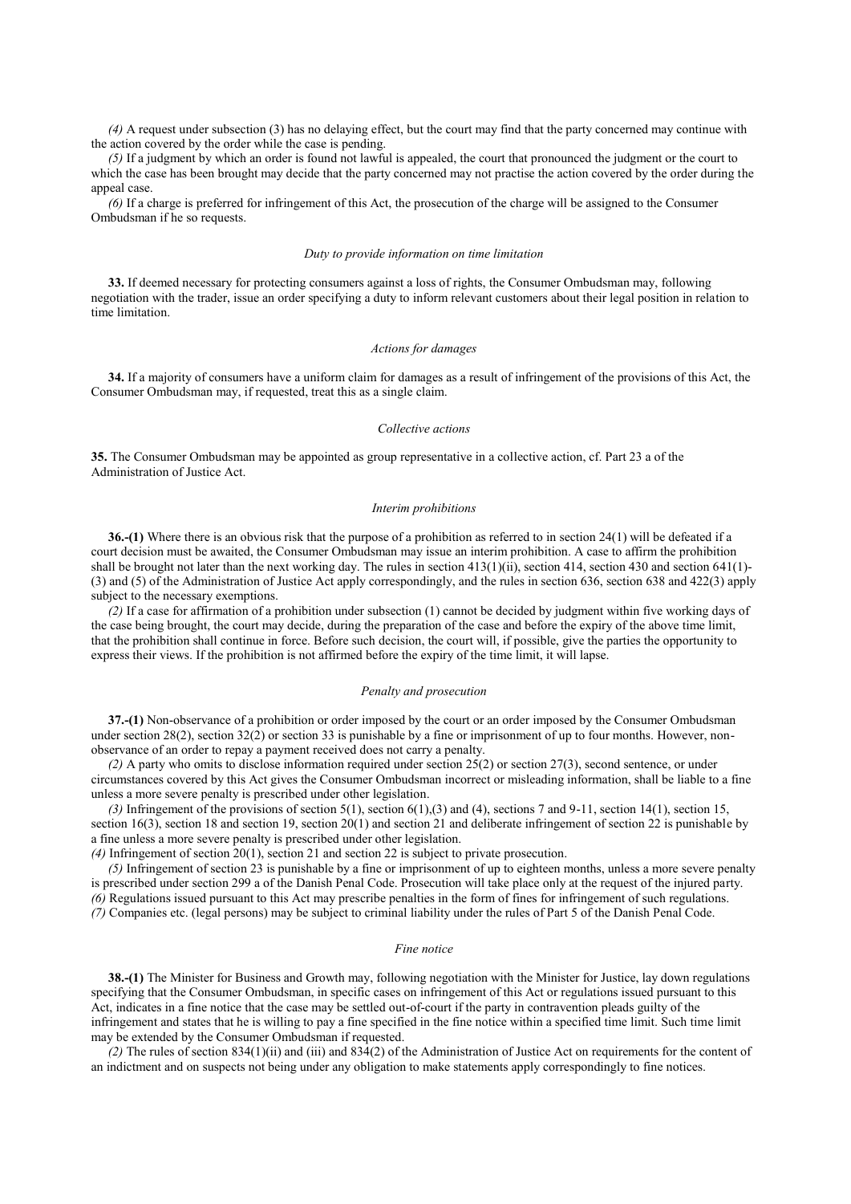*(4)* A request under subsection (3) has no delaying effect, but the court may find that the party concerned may continue with the action covered by the order while the case is pending.

*(5)* If a judgment by which an order is found not lawful is appealed, the court that pronounced the judgment or the court to which the case has been brought may decide that the party concerned may not practise the action covered by the order during the appeal case.

*(6)* If a charge is preferred for infringement of this Act, the prosecution of the charge will be assigned to the Consumer Ombudsman if he so requests.

*Duty to provide information on time limitation*

**33.** If deemed necessary for protecting consumers against a loss of rights, the Consumer Ombudsman may, following negotiation with the trader, issue an order specifying a duty to inform relevant customers about their legal position in relation to time limitation.

*Actions for damages*

**34.** If a majority of consumers have a uniform claim for damages as a result of infringement of the provisions of this Act, the Consumer Ombudsman may, if requested, treat this as a single claim.

*Collective actions*

**35.** The Consumer Ombudsman may be appointed as group representative in a collective action, cf. Part 23 a of the Administration of Justice Act.

*Interim prohibitions*

**36.-(1)** Where there is an obvious risk that the purpose of a prohibition as referred to in section 24(1) will be defeated if a court decision must be awaited, the Consumer Ombudsman may issue an interim prohibition. A case to affirm the prohibition shall be brought not later than the next working day. The rules in section 413(1)(ii), section 414, section 430 and section 641(1)-(3) and (5) of the Administration of Justice Act apply correspondingly, and the rules in section 636, section 638 and 422(3) apply subject to the necessary exemptions.

*(2)* If a case for affirmation of a prohibition under subsection (1) cannot be decided by judgment within five working days of the case being brought, the court may decide, during the preparation of the case and before the expiry of the above time limit, that the prohibition shall continue in force. Before such decision, the court will, if possible, give the parties the opportunity to express their views. If the prohibition is not affirmed before the expiry of the time limit, it will lapse.

*Penalty and prosecution*

**37.-(1)** Non-observance of a prohibition or order imposed by the court or an order imposed by the Consumer Ombudsman under section 28(2), section 32(2) or section 33 is punishable by a fine or imprisonment of up to four months. However, non-observance of an order to repay a payment received does not carry a penalty.

*(2)* A party who omits to disclose information required under section 25(2) or section 27(3), second sentence, or under circumstances covered by this Act gives the Consumer Ombudsman incorrect or misleading information, shall be liable to a fine unless a more severe penalty is prescribed under other legislation.

*(3)* Infringement of the provisions of section 5(1), section 6(1),(3) and (4), sections 7 and 9-11, section 14(1), section 15, section 16(3), section 18 and section 19, section 20(1) and section 21 and deliberate infringement of section 22 is punishable by a fine unless a more severe penalty is prescribed under other legislation.

*(4)* Infringement of section 20(1), section 21 and section 22 is subject to private prosecution.

*(5)* Infringement of section 23 is punishable by a fine or imprisonment of up to eighteen months, unless a more severe penalty is prescribed under section 299 a of the Danish Penal Code. Prosecution will take place only at the request of the injured party.

*(6)* Regulations issued pursuant to this Act may prescribe penalties in the form of fines for infringement of such regulations.

*(7)* Companies etc. (legal persons) may be subject to criminal liability under the rules of Part 5 of the Danish Penal Code.

*Fine notice*

**38.-(1)** The Minister for Business and Growth may, following negotiation with the Minister for Justice, lay down regulations specifying that the Consumer Ombudsman, in specific cases on infringement of this Act or regulations issued pursuant to this Act, indicates in a fine notice that the case may be settled out-of-court if the party in contravention pleads guilty of the infringement and states that he is willing to pay a fine specified in the fine notice within a specified time limit. Such time limit may be extended by the Consumer Ombudsman if requested.

*(2)* The rules of section 834(1)(ii) and (iii) and 834(2) of the Administration of Justice Act on requirements for the content of an indictment and on suspects not being under any obligation to make statements apply correspondingly to fine notices.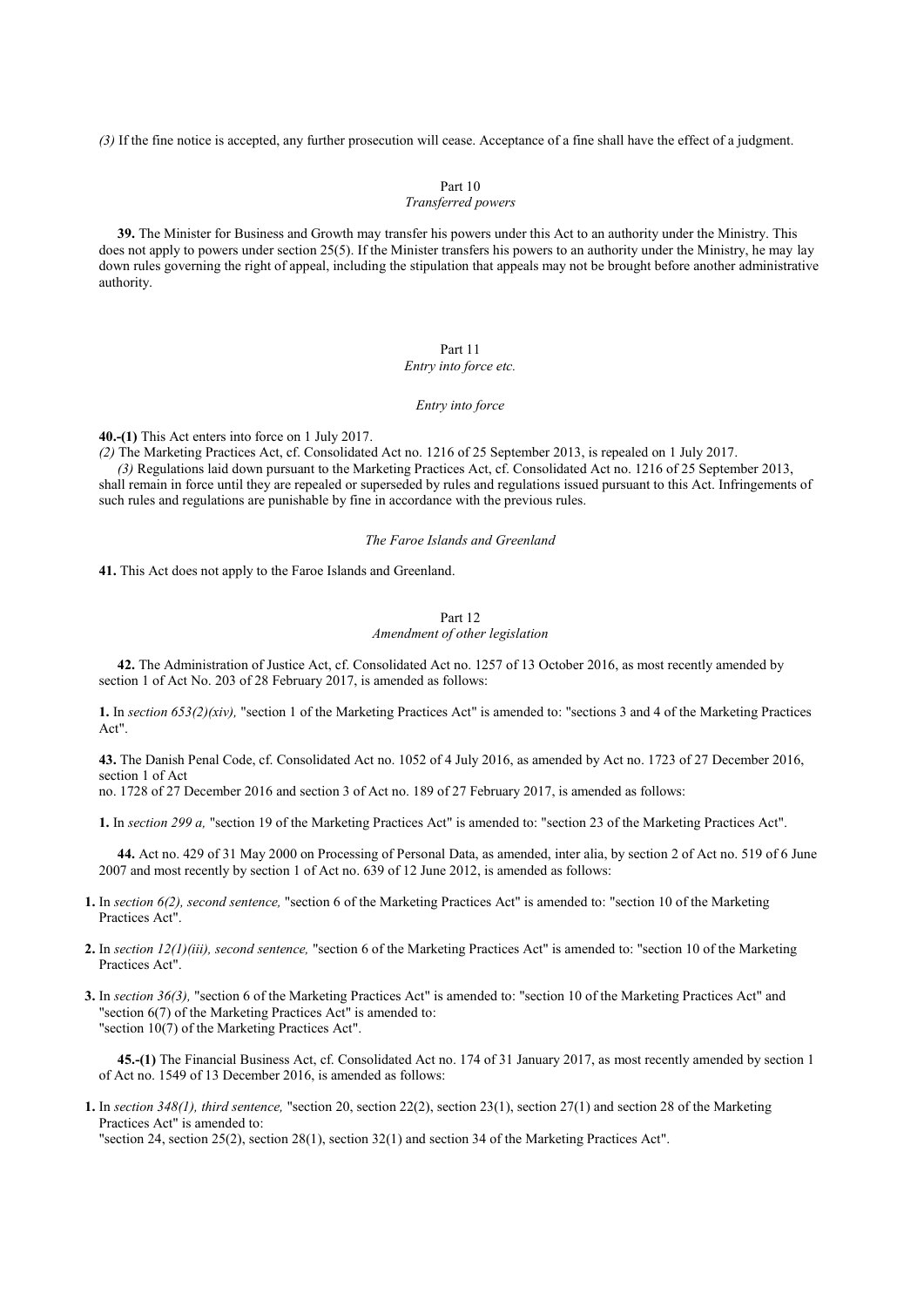*(3)* If the fine notice is accepted, any further prosecution will cease. Acceptance of a fine shall have the effect of a judgment.

## Part 10
### *Transferred powers*

**39.** The Minister for Business and Growth may transfer his powers under this Act to an authority under the Ministry. This does not apply to powers under section 25(5). If the Minister transfers his powers to an authority under the Ministry, he may lay down rules governing the right of appeal, including the stipulation that appeals may not be brought before another administrative authority.

## Part 11
### *Entry into force etc.*

#### *Entry into force*

**40.-(1)** This Act enters into force on 1 July 2017.

*(2)* The Marketing Practices Act, cf. Consolidated Act no. 1216 of 25 September 2013, is repealed on 1 July 2017.

*(3)* Regulations laid down pursuant to the Marketing Practices Act, cf. Consolidated Act no. 1216 of 25 September 2013, shall remain in force until they are repealed or superseded by rules and regulations issued pursuant to this Act. Infringements of such rules and regulations are punishable by fine in accordance with the previous rules.

#### *The Faroe Islands and Greenland*

**41.** This Act does not apply to the Faroe Islands and Greenland.

## Part 12
### *Amendment of other legislation*

**42.** The Administration of Justice Act, cf. Consolidated Act no. 1257 of 13 October 2016, as most recently amended by section 1 of Act No. 203 of 28 February 2017, is amended as follows:

**1.** In *section 653(2)(xiv),* "section 1 of the Marketing Practices Act" is amended to: "sections 3 and 4 of the Marketing Practices Act".

**43.** The Danish Penal Code, cf. Consolidated Act no. 1052 of 4 July 2016, as amended by Act no. 1723 of 27 December 2016, section 1 of Act no. 1728 of 27 December 2016 and section 3 of Act no. 189 of 27 February 2017, is amended as follows:

**1.** In *section 299 a,* "section 19 of the Marketing Practices Act" is amended to: "section 23 of the Marketing Practices Act".

**44.** Act no. 429 of 31 May 2000 on Processing of Personal Data, as amended, inter alia, by section 2 of Act no. 519 of 6 June 2007 and most recently by section 1 of Act no. 639 of 12 June 2012, is amended as follows:

**1.** In *section 6(2), second sentence,* "section 6 of the Marketing Practices Act" is amended to: "section 10 of the Marketing Practices Act".

**2.** In *section 12(1)(iii), second sentence,* "section 6 of the Marketing Practices Act" is amended to: "section 10 of the Marketing Practices Act".

**3.** In *section 36(3),* "section 6 of the Marketing Practices Act" is amended to: "section 10 of the Marketing Practices Act" and "section 6(7) of the Marketing Practices Act" is amended to: "section 10(7) of the Marketing Practices Act".

**45.-(1)** The Financial Business Act, cf. Consolidated Act no. 174 of 31 January 2017, as most recently amended by section 1 of Act no. 1549 of 13 December 2016, is amended as follows:

**1.** In *section 348(1), third sentence,* "section 20, section 22(2), section 23(1), section 27(1) and section 28 of the Marketing Practices Act" is amended to: "section 24, section 25(2), section 28(1), section 32(1) and section 34 of the Marketing Practices Act".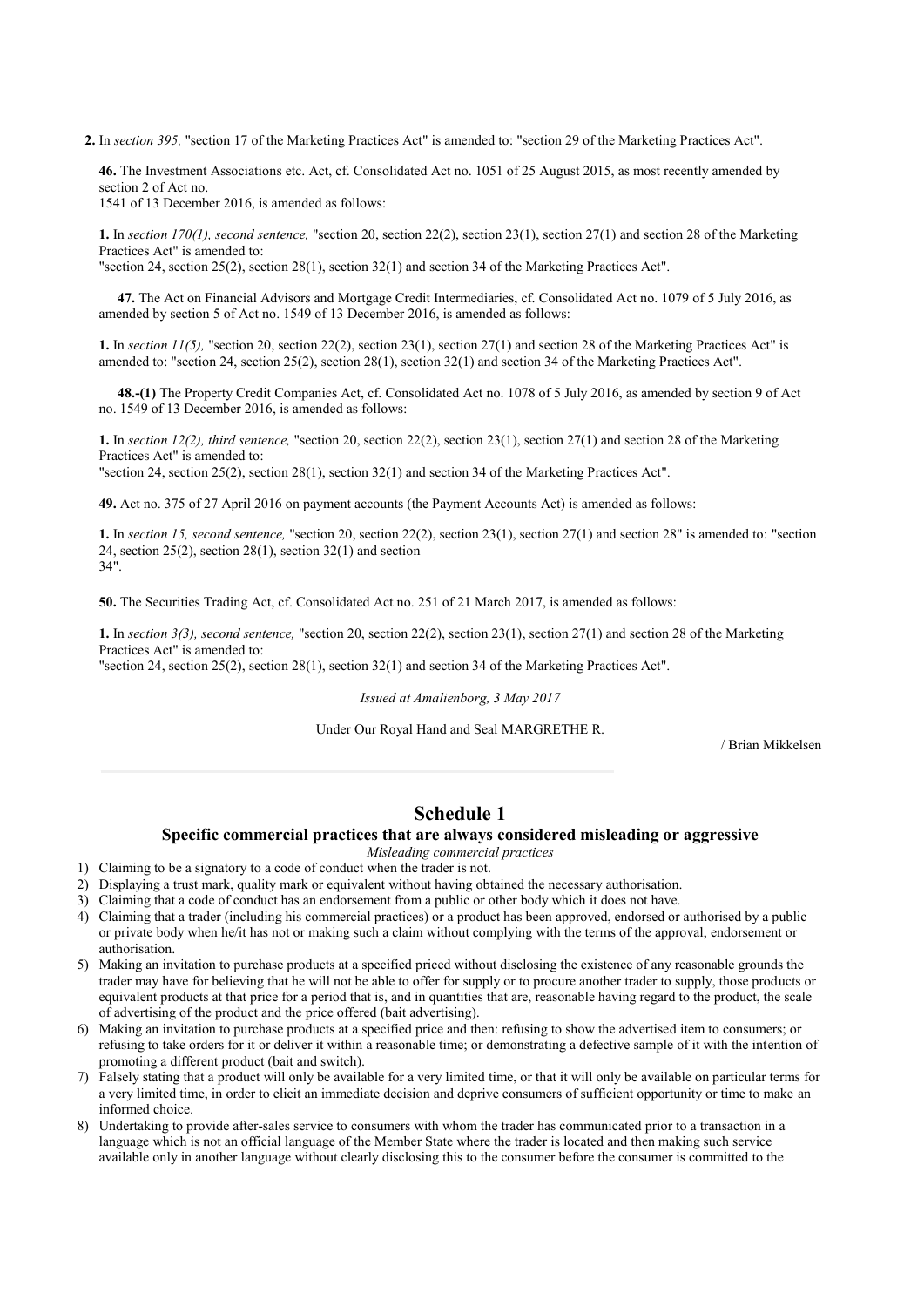**2.** In *section 395,* "section 17 of the Marketing Practices Act" is amended to: "section 29 of the Marketing Practices Act".

**46.** The Investment Associations etc. Act, cf. Consolidated Act no. 1051 of 25 August 2015, as most recently amended by section 2 of Act no.
1541 of 13 December 2016, is amended as follows:

**1.** In *section 170(1), second sentence,* "section 20, section 22(2), section 23(1), section 27(1) and section 28 of the Marketing Practices Act" is amended to:
"section 24, section 25(2), section 28(1), section 32(1) and section 34 of the Marketing Practices Act".

**47.** The Act on Financial Advisors and Mortgage Credit Intermediaries, cf. Consolidated Act no. 1079 of 5 July 2016, as amended by section 5 of Act no. 1549 of 13 December 2016, is amended as follows:

**1.** In *section 11(5),* "section 20, section 22(2), section 23(1), section 27(1) and section 28 of the Marketing Practices Act" is amended to: "section 24, section 25(2), section 28(1), section 32(1) and section 34 of the Marketing Practices Act".

**48.-(1)** The Property Credit Companies Act, cf. Consolidated Act no. 1078 of 5 July 2016, as amended by section 9 of Act no. 1549 of 13 December 2016, is amended as follows:

**1.** In *section 12(2), third sentence,* "section 20, section 22(2), section 23(1), section 27(1) and section 28 of the Marketing Practices Act" is amended to:
"section 24, section 25(2), section 28(1), section 32(1) and section 34 of the Marketing Practices Act".

**49.** Act no. 375 of 27 April 2016 on payment accounts (the Payment Accounts Act) is amended as follows:

**1.** In *section 15, second sentence,* "section 20, section 22(2), section 23(1), section 27(1) and section 28" is amended to: "section 24, section 25(2), section 28(1), section 32(1) and section
34".

**50.** The Securities Trading Act, cf. Consolidated Act no. 251 of 21 March 2017, is amended as follows:

**1.** In *section 3(3), second sentence,* "section 20, section 22(2), section 23(1), section 27(1) and section 28 of the Marketing Practices Act" is amended to:
"section 24, section 25(2), section 28(1), section 32(1) and section 34 of the Marketing Practices Act".

*Issued at Amalienborg, 3 May 2017*

Under Our Royal Hand and Seal MARGRETHE R.

/ Brian Mikkelsen

---

# Schedule 1

## Specific commercial practices that are always considered misleading or aggressive

*Misleading commercial practices*

1) Claiming to be a signatory to a code of conduct when the trader is not.
2) Displaying a trust mark, quality mark or equivalent without having obtained the necessary authorisation.
3) Claiming that a code of conduct has an endorsement from a public or other body which it does not have.
4) Claiming that a trader (including his commercial practices) or a product has been approved, endorsed or authorised by a public or private body when he/it has not or making such a claim without complying with the terms of the approval, endorsement or authorisation.
5) Making an invitation to purchase products at a specified priced without disclosing the existence of any reasonable grounds the trader may have for believing that he will not be able to offer for supply or to procure another trader to supply, those products or equivalent products at that price for a period that is, and in quantities that are, reasonable having regard to the product, the scale of advertising of the product and the price offered (bait advertising).
6) Making an invitation to purchase products at a specified price and then: refusing to show the advertised item to consumers; or refusing to take orders for it or deliver it within a reasonable time; or demonstrating a defective sample of it with the intention of promoting a different product (bait and switch).
7) Falsely stating that a product will only be available for a very limited time, or that it will only be available on particular terms for a very limited time, in order to elicit an immediate decision and deprive consumers of sufficient opportunity or time to make an informed choice.
8) Undertaking to provide after-sales service to consumers with whom the trader has communicated prior to a transaction in a language which is not an official language of the Member State where the trader is located and then making such service available only in another language without clearly disclosing this to the consumer before the consumer is committed to the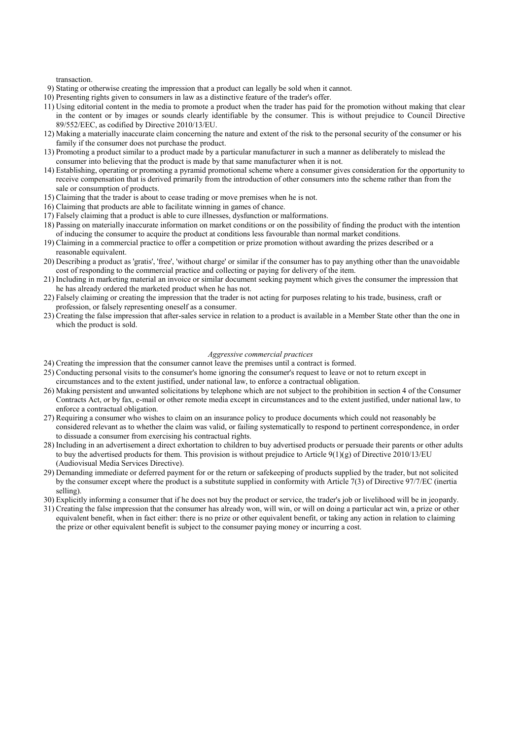transaction.

9) Stating or otherwise creating the impression that a product can legally be sold when it cannot.
10) Presenting rights given to consumers in law as a distinctive feature of the trader's offer.
11) Using editorial content in the media to promote a product when the trader has paid for the promotion without making that clear in the content or by images or sounds clearly identifiable by the consumer. This is without prejudice to Council Directive 89/552/EEC, as codified by Directive 2010/13/EU.
12) Making a materially inaccurate claim concerning the nature and extent of the risk to the personal security of the consumer or his family if the consumer does not purchase the product.
13) Promoting a product similar to a product made by a particular manufacturer in such a manner as deliberately to mislead the consumer into believing that the product is made by that same manufacturer when it is not.
14) Establishing, operating or promoting a pyramid promotional scheme where a consumer gives consideration for the opportunity to receive compensation that is derived primarily from the introduction of other consumers into the scheme rather than from the sale or consumption of products.
15) Claiming that the trader is about to cease trading or move premises when he is not.
16) Claiming that products are able to facilitate winning in games of chance.
17) Falsely claiming that a product is able to cure illnesses, dysfunction or malformations.
18) Passing on materially inaccurate information on market conditions or on the possibility of finding the product with the intention of inducing the consumer to acquire the product at conditions less favourable than normal market conditions.
19) Claiming in a commercial practice to offer a competition or prize promotion without awarding the prizes described or a reasonable equivalent.
20) Describing a product as 'gratis', 'free', 'without charge' or similar if the consumer has to pay anything other than the unavoidable cost of responding to the commercial practice and collecting or paying for delivery of the item.
21) Including in marketing material an invoice or similar document seeking payment which gives the consumer the impression that he has already ordered the marketed product when he has not.
22) Falsely claiming or creating the impression that the trader is not acting for purposes relating to his trade, business, craft or profession, or falsely representing oneself as a consumer.
23) Creating the false impression that after-sales service in relation to a product is available in a Member State other than the one in which the product is sold.

*Aggressive commercial practices*

24) Creating the impression that the consumer cannot leave the premises until a contract is formed.
25) Conducting personal visits to the consumer's home ignoring the consumer's request to leave or not to return except in circumstances and to the extent justified, under national law, to enforce a contractual obligation.
26) Making persistent and unwanted solicitations by telephone which are not subject to the prohibition in section 4 of the Consumer Contracts Act, or by fax, e-mail or other remote media except in circumstances and to the extent justified, under national law, to enforce a contractual obligation.
27) Requiring a consumer who wishes to claim on an insurance policy to produce documents which could not reasonably be considered relevant as to whether the claim was valid, or failing systematically to respond to pertinent correspondence, in order to dissuade a consumer from exercising his contractual rights.
28) Including in an advertisement a direct exhortation to children to buy advertised products or persuade their parents or other adults to buy the advertised products for them. This provision is without prejudice to Article 9(1)(g) of Directive 2010/13/EU (Audiovisual Media Services Directive).
29) Demanding immediate or deferred payment for or the return or safekeeping of products supplied by the trader, but not solicited by the consumer except where the product is a substitute supplied in conformity with Article 7(3) of Directive 97/7/EC (inertia selling).
30) Explicitly informing a consumer that if he does not buy the product or service, the trader's job or livelihood will be in jeopardy.
31) Creating the false impression that the consumer has already won, will win, or will on doing a particular act win, a prize or other equivalent benefit, when in fact either: there is no prize or other equivalent benefit, or taking any action in relation to claiming the prize or other equivalent benefit is subject to the consumer paying money or incurring a cost.